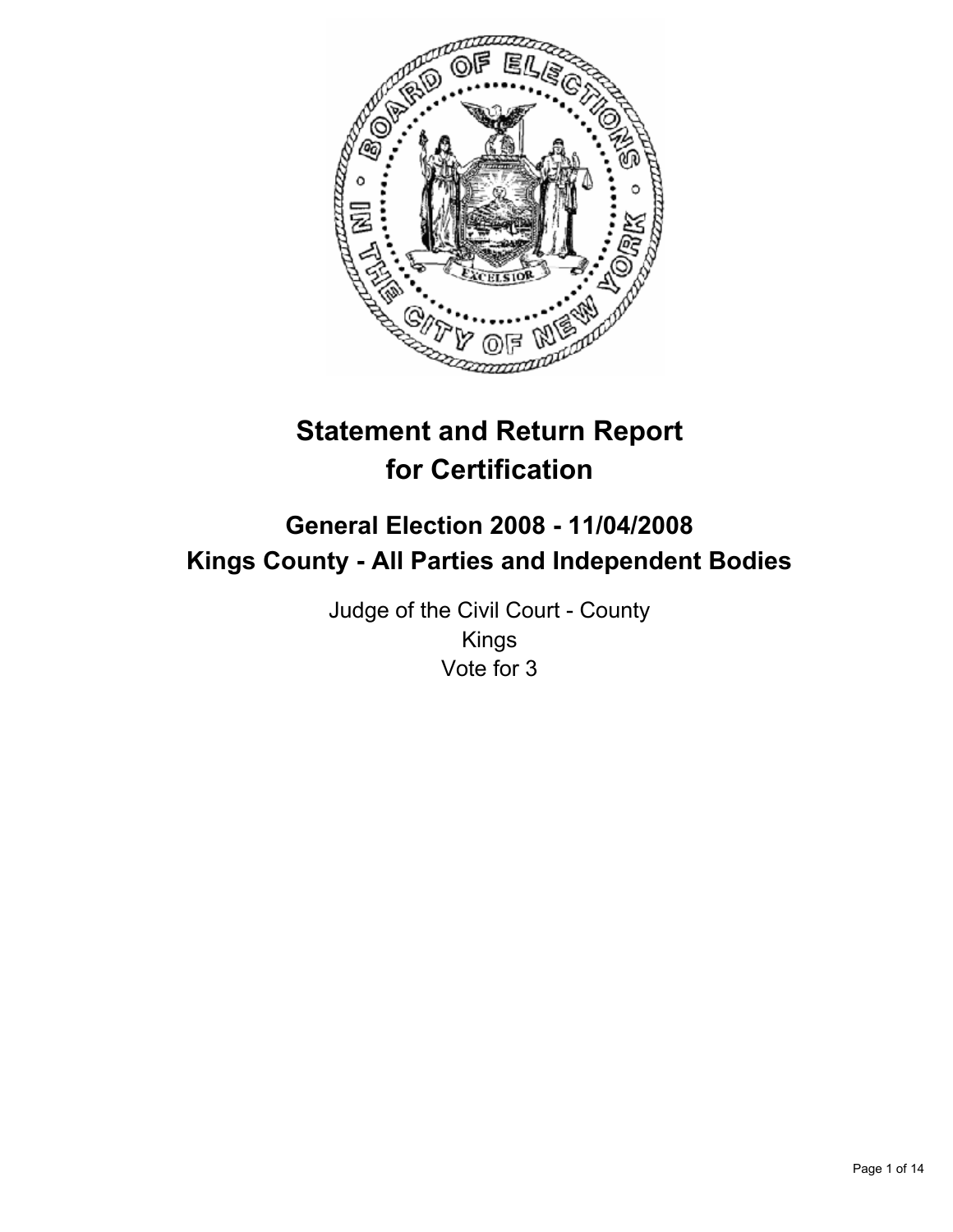# Statement and Return Report for Certification

## General Election 2008 - 11/04/2008
## Kings County - All Parties and Independent Bodies

Judge of the Civil Court - County
Kings
Vote for 3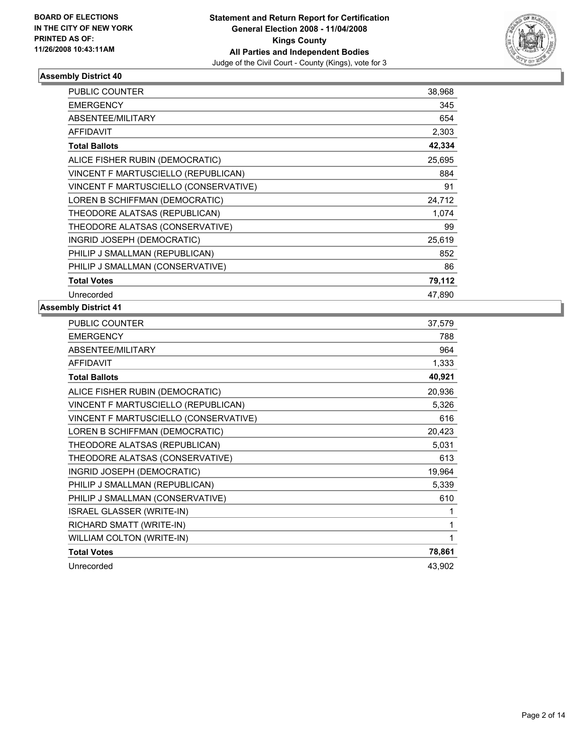BOARD OF ELECTIONS
IN THE CITY OF NEW YORK
PRINTED AS OF:
11/26/2008 10:43:11AM

**Statement and Return Report for Certification**
**General Election 2008 - 11/04/2008**
**Kings County**
**All Parties and Independent Bodies**
Judge of the Civil Court - County (Kings), vote for 3

### Assembly District 40

| | |
|---|---|
| PUBLIC COUNTER | 38,968 |
| EMERGENCY | 345 |
| ABSENTEE/MILITARY | 654 |
| AFFIDAVIT | 2,303 |
| **Total Ballots** | **42,334** |
| ALICE FISHER RUBIN (DEMOCRATIC) | 25,695 |
| VINCENT F MARTUSCIELLO (REPUBLICAN) | 884 |
| VINCENT F MARTUSCIELLO (CONSERVATIVE) | 91 |
| LOREN B SCHIFFMAN (DEMOCRATIC) | 24,712 |
| THEODORE ALATSAS (REPUBLICAN) | 1,074 |
| THEODORE ALATSAS (CONSERVATIVE) | 99 |
| INGRID JOSEPH (DEMOCRATIC) | 25,619 |
| PHILIP J SMALLMAN (REPUBLICAN) | 852 |
| PHILIP J SMALLMAN (CONSERVATIVE) | 86 |
| **Total Votes** | **79,112** |
| Unrecorded | 47,890 |

### Assembly District 41

| | |
|---|---|
| PUBLIC COUNTER | 37,579 |
| EMERGENCY | 788 |
| ABSENTEE/MILITARY | 964 |
| AFFIDAVIT | 1,333 |
| **Total Ballots** | **40,921** |
| ALICE FISHER RUBIN (DEMOCRATIC) | 20,936 |
| VINCENT F MARTUSCIELLO (REPUBLICAN) | 5,326 |
| VINCENT F MARTUSCIELLO (CONSERVATIVE) | 616 |
| LOREN B SCHIFFMAN (DEMOCRATIC) | 20,423 |
| THEODORE ALATSAS (REPUBLICAN) | 5,031 |
| THEODORE ALATSAS (CONSERVATIVE) | 613 |
| INGRID JOSEPH (DEMOCRATIC) | 19,964 |
| PHILIP J SMALLMAN (REPUBLICAN) | 5,339 |
| PHILIP J SMALLMAN (CONSERVATIVE) | 610 |
| ISRAEL GLASSER (WRITE-IN) | 1 |
| RICHARD SMATT (WRITE-IN) | 1 |
| WILLIAM COLTON (WRITE-IN) | 1 |
| **Total Votes** | **78,861** |
| Unrecorded | 43,902 |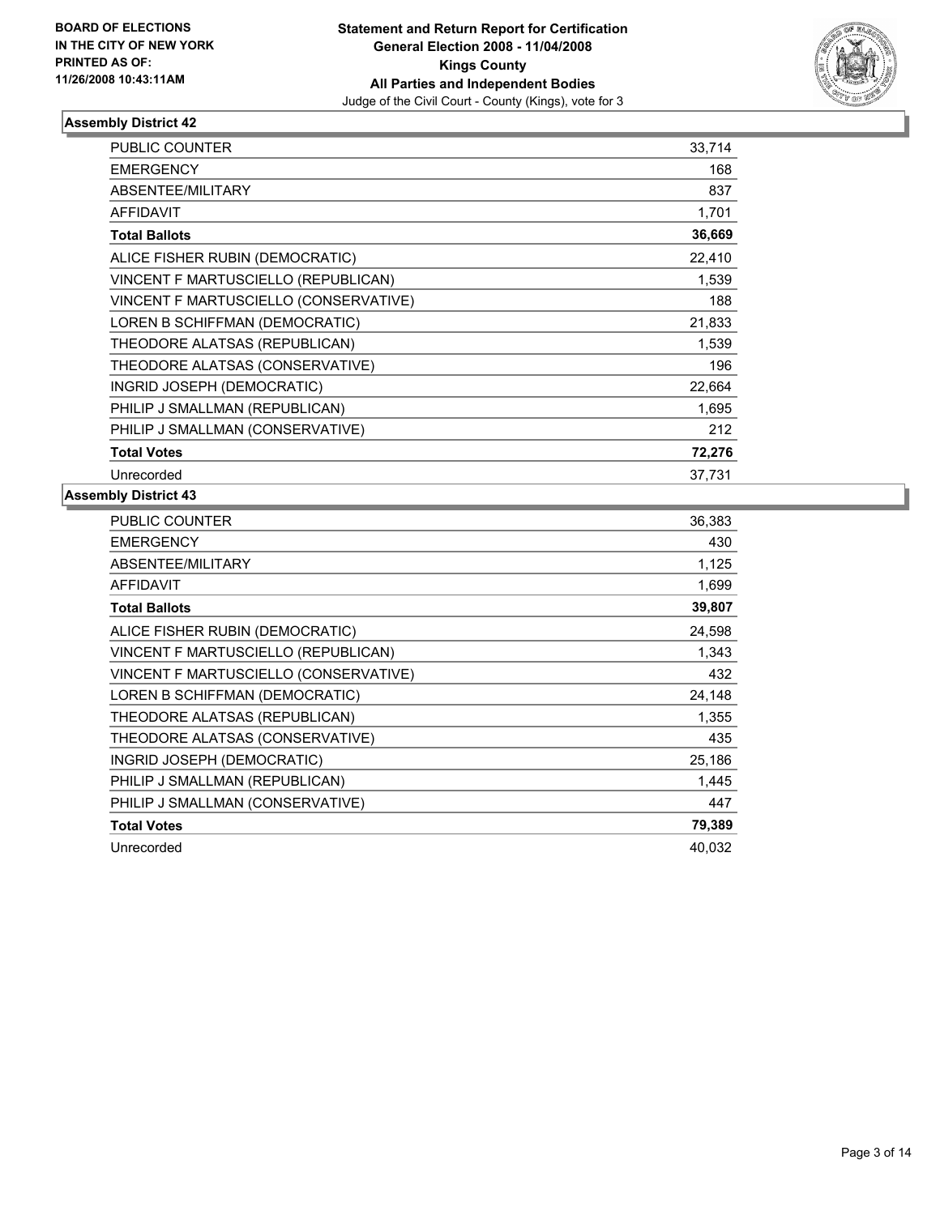BOARD OF ELECTIONS
IN THE CITY OF NEW YORK
PRINTED AS OF:
11/26/2008 10:43:11AM

**Statement and Return Report for Certification**
**General Election 2008 - 11/04/2008**
**Kings County**
**All Parties and Independent Bodies**
Judge of the Civil Court - County (Kings), vote for 3

### Assembly District 42

| | |
|---|---|
| PUBLIC COUNTER | 33,714 |
| EMERGENCY | 168 |
| ABSENTEE/MILITARY | 837 |
| AFFIDAVIT | 1,701 |
| **Total Ballots** | **36,669** |
| ALICE FISHER RUBIN (DEMOCRATIC) | 22,410 |
| VINCENT F MARTUSCIELLO (REPUBLICAN) | 1,539 |
| VINCENT F MARTUSCIELLO (CONSERVATIVE) | 188 |
| LOREN B SCHIFFMAN (DEMOCRATIC) | 21,833 |
| THEODORE ALATSAS (REPUBLICAN) | 1,539 |
| THEODORE ALATSAS (CONSERVATIVE) | 196 |
| INGRID JOSEPH (DEMOCRATIC) | 22,664 |
| PHILIP J SMALLMAN (REPUBLICAN) | 1,695 |
| PHILIP J SMALLMAN (CONSERVATIVE) | 212 |
| **Total Votes** | **72,276** |
| Unrecorded | 37,731 |

### Assembly District 43

| | |
|---|---|
| PUBLIC COUNTER | 36,383 |
| EMERGENCY | 430 |
| ABSENTEE/MILITARY | 1,125 |
| AFFIDAVIT | 1,699 |
| **Total Ballots** | **39,807** |
| ALICE FISHER RUBIN (DEMOCRATIC) | 24,598 |
| VINCENT F MARTUSCIELLO (REPUBLICAN) | 1,343 |
| VINCENT F MARTUSCIELLO (CONSERVATIVE) | 432 |
| LOREN B SCHIFFMAN (DEMOCRATIC) | 24,148 |
| THEODORE ALATSAS (REPUBLICAN) | 1,355 |
| THEODORE ALATSAS (CONSERVATIVE) | 435 |
| INGRID JOSEPH (DEMOCRATIC) | 25,186 |
| PHILIP J SMALLMAN (REPUBLICAN) | 1,445 |
| PHILIP J SMALLMAN (CONSERVATIVE) | 447 |
| **Total Votes** | **79,389** |
| Unrecorded | 40,032 |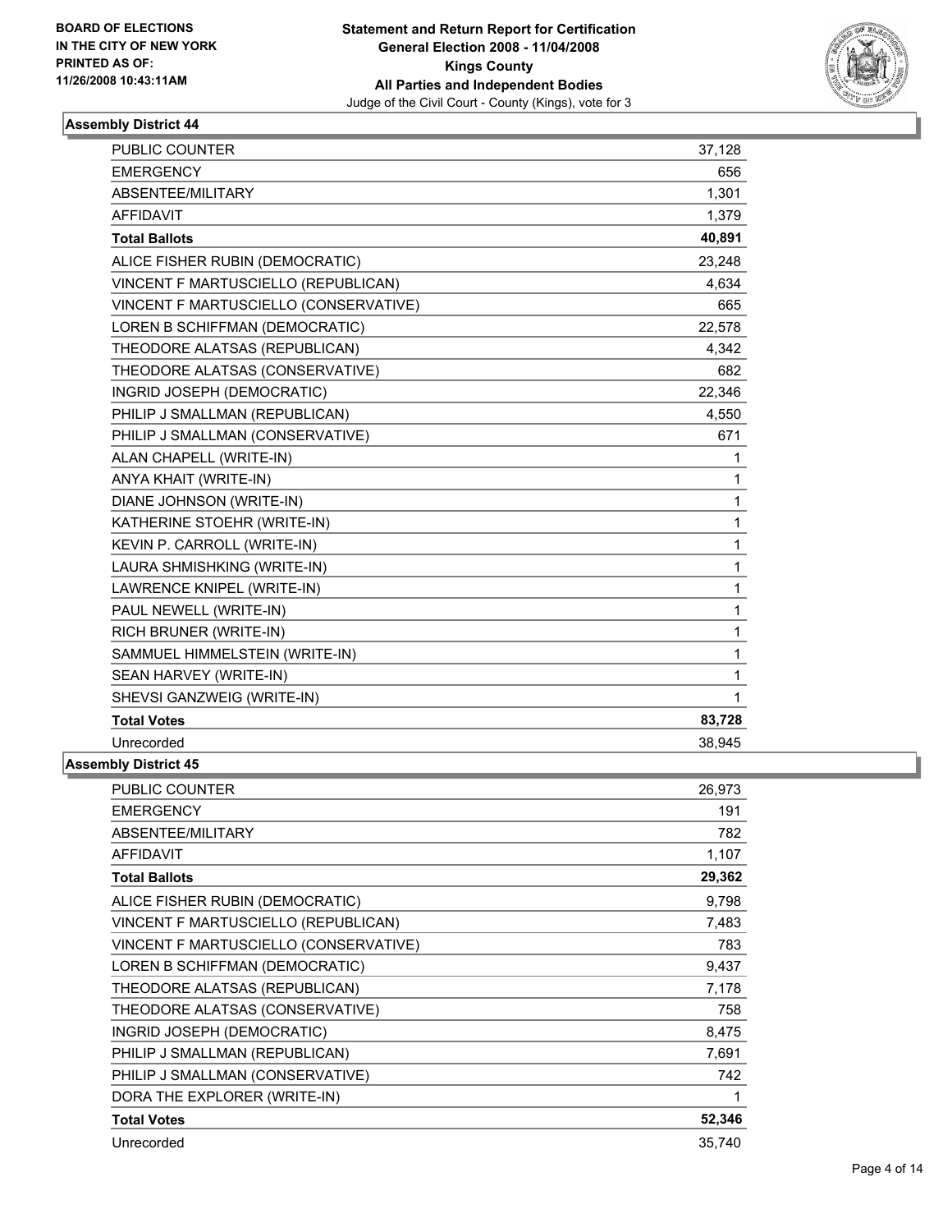BOARD OF ELECTIONS
IN THE CITY OF NEW YORK
PRINTED AS OF:
11/26/2008 10:43:11AM

**Statement and Return Report for Certification**
**General Election 2008 - 11/04/2008**
**Kings County**
**All Parties and Independent Bodies**
Judge of the Civil Court - County (Kings), vote for 3

### Assembly District 44

| | |
|---|---|
| PUBLIC COUNTER | 37,128 |
| EMERGENCY | 656 |
| ABSENTEE/MILITARY | 1,301 |
| AFFIDAVIT | 1,379 |
| **Total Ballots** | **40,891** |
| ALICE FISHER RUBIN (DEMOCRATIC) | 23,248 |
| VINCENT F MARTUSCIELLO (REPUBLICAN) | 4,634 |
| VINCENT F MARTUSCIELLO (CONSERVATIVE) | 665 |
| LOREN B SCHIFFMAN (DEMOCRATIC) | 22,578 |
| THEODORE ALATSAS (REPUBLICAN) | 4,342 |
| THEODORE ALATSAS (CONSERVATIVE) | 682 |
| INGRID JOSEPH (DEMOCRATIC) | 22,346 |
| PHILIP J SMALLMAN (REPUBLICAN) | 4,550 |
| PHILIP J SMALLMAN (CONSERVATIVE) | 671 |
| ALAN CHAPELL (WRITE-IN) | 1 |
| ANYA KHAIT (WRITE-IN) | 1 |
| DIANE JOHNSON (WRITE-IN) | 1 |
| KATHERINE STOEHR (WRITE-IN) | 1 |
| KEVIN P. CARROLL (WRITE-IN) | 1 |
| LAURA SHMISHKING (WRITE-IN) | 1 |
| LAWRENCE KNIPEL (WRITE-IN) | 1 |
| PAUL NEWELL (WRITE-IN) | 1 |
| RICH BRUNER (WRITE-IN) | 1 |
| SAMMUEL HIMMELSTEIN (WRITE-IN) | 1 |
| SEAN HARVEY (WRITE-IN) | 1 |
| SHEVSI GANZWEIG (WRITE-IN) | 1 |
| **Total Votes** | **83,728** |
| Unrecorded | 38,945 |

### Assembly District 45

| | |
|---|---|
| PUBLIC COUNTER | 26,973 |
| EMERGENCY | 191 |
| ABSENTEE/MILITARY | 782 |
| AFFIDAVIT | 1,107 |
| **Total Ballots** | **29,362** |
| ALICE FISHER RUBIN (DEMOCRATIC) | 9,798 |
| VINCENT F MARTUSCIELLO (REPUBLICAN) | 7,483 |
| VINCENT F MARTUSCIELLO (CONSERVATIVE) | 783 |
| LOREN B SCHIFFMAN (DEMOCRATIC) | 9,437 |
| THEODORE ALATSAS (REPUBLICAN) | 7,178 |
| THEODORE ALATSAS (CONSERVATIVE) | 758 |
| INGRID JOSEPH (DEMOCRATIC) | 8,475 |
| PHILIP J SMALLMAN (REPUBLICAN) | 7,691 |
| PHILIP J SMALLMAN (CONSERVATIVE) | 742 |
| DORA THE EXPLORER (WRITE-IN) | 1 |
| **Total Votes** | **52,346** |
| Unrecorded | 35,740 |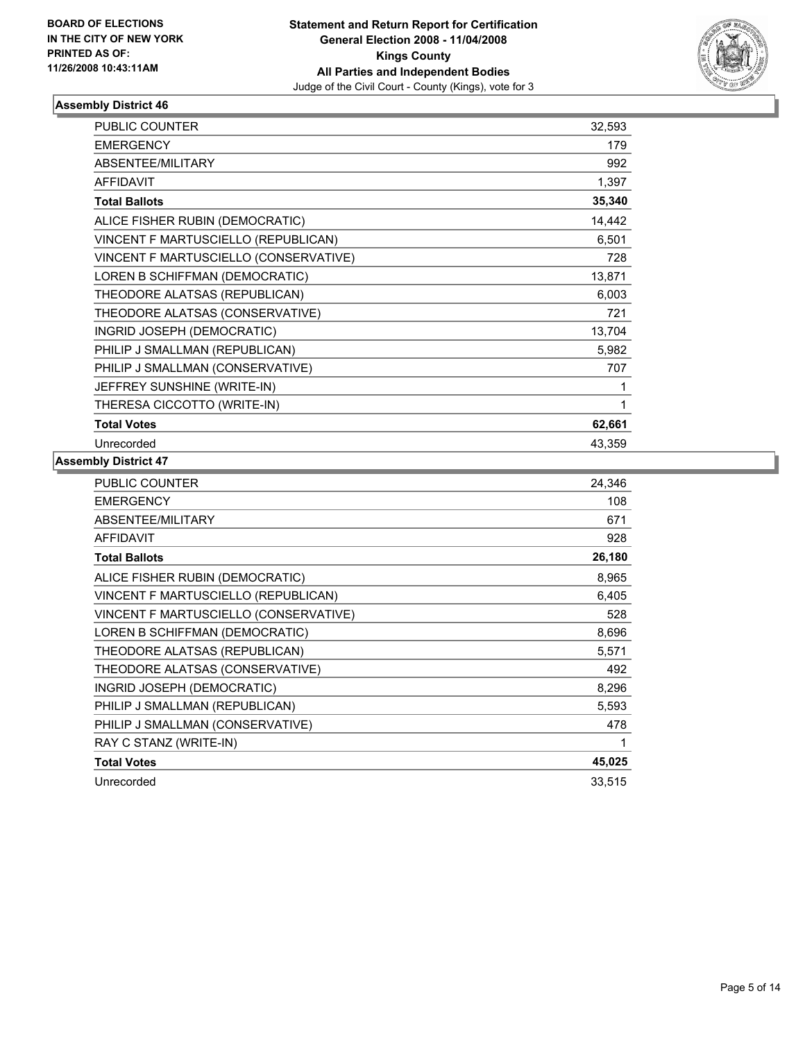**BOARD OF ELECTIONS IN THE CITY OF NEW YORK PRINTED AS OF: 11/26/2008 10:43:11AM**

# Statement and Return Report for Certification
## General Election 2008 - 11/04/2008
## Kings County
## All Parties and Independent Bodies
Judge of the Civil Court - County (Kings), vote for 3

### Assembly District 46

| | |
|---|---|
| PUBLIC COUNTER | 32,593 |
| EMERGENCY | 179 |
| ABSENTEE/MILITARY | 992 |
| AFFIDAVIT | 1,397 |
| **Total Ballots** | **35,340** |
| ALICE FISHER RUBIN (DEMOCRATIC) | 14,442 |
| VINCENT F MARTUSCIELLO (REPUBLICAN) | 6,501 |
| VINCENT F MARTUSCIELLO (CONSERVATIVE) | 728 |
| LOREN B SCHIFFMAN (DEMOCRATIC) | 13,871 |
| THEODORE ALATSAS (REPUBLICAN) | 6,003 |
| THEODORE ALATSAS (CONSERVATIVE) | 721 |
| INGRID JOSEPH (DEMOCRATIC) | 13,704 |
| PHILIP J SMALLMAN (REPUBLICAN) | 5,982 |
| PHILIP J SMALLMAN (CONSERVATIVE) | 707 |
| JEFFREY SUNSHINE (WRITE-IN) | 1 |
| THERESA CICCOTTO (WRITE-IN) | 1 |
| **Total Votes** | **62,661** |
| Unrecorded | 43,359 |

### Assembly District 47

| | |
|---|---|
| PUBLIC COUNTER | 24,346 |
| EMERGENCY | 108 |
| ABSENTEE/MILITARY | 671 |
| AFFIDAVIT | 928 |
| **Total Ballots** | **26,180** |
| ALICE FISHER RUBIN (DEMOCRATIC) | 8,965 |
| VINCENT F MARTUSCIELLO (REPUBLICAN) | 6,405 |
| VINCENT F MARTUSCIELLO (CONSERVATIVE) | 528 |
| LOREN B SCHIFFMAN (DEMOCRATIC) | 8,696 |
| THEODORE ALATSAS (REPUBLICAN) | 5,571 |
| THEODORE ALATSAS (CONSERVATIVE) | 492 |
| INGRID JOSEPH (DEMOCRATIC) | 8,296 |
| PHILIP J SMALLMAN (REPUBLICAN) | 5,593 |
| PHILIP J SMALLMAN (CONSERVATIVE) | 478 |
| RAY C STANZ (WRITE-IN) | 1 |
| **Total Votes** | **45,025** |
| Unrecorded | 33,515 |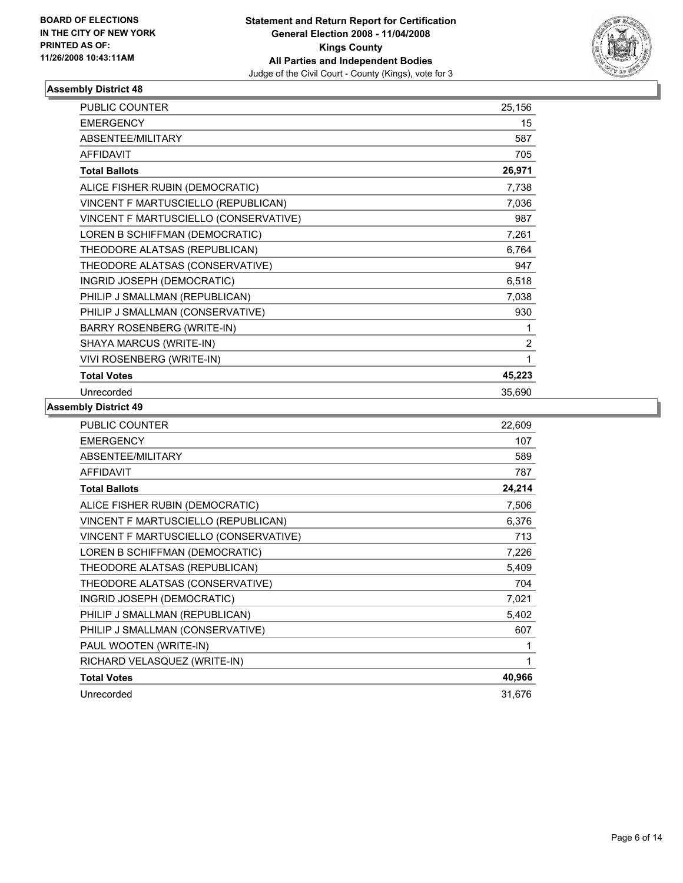**BOARD OF ELECTIONS IN THE CITY OF NEW YORK PRINTED AS OF: 11/26/2008 10:43:11AM**

**Statement and Return Report for Certification General Election 2008 - 11/04/2008 Kings County All Parties and Independent Bodies**

Judge of the Civil Court - County (Kings), vote for 3

## Assembly District 48

| | |
|---|---|
| PUBLIC COUNTER | 25,156 |
| EMERGENCY | 15 |
| ABSENTEE/MILITARY | 587 |
| AFFIDAVIT | 705 |
| **Total Ballots** | **26,971** |
| ALICE FISHER RUBIN (DEMOCRATIC) | 7,738 |
| VINCENT F MARTUSCIELLO (REPUBLICAN) | 7,036 |
| VINCENT F MARTUSCIELLO (CONSERVATIVE) | 987 |
| LOREN B SCHIFFMAN (DEMOCRATIC) | 7,261 |
| THEODORE ALATSAS (REPUBLICAN) | 6,764 |
| THEODORE ALATSAS (CONSERVATIVE) | 947 |
| INGRID JOSEPH (DEMOCRATIC) | 6,518 |
| PHILIP J SMALLMAN (REPUBLICAN) | 7,038 |
| PHILIP J SMALLMAN (CONSERVATIVE) | 930 |
| BARRY ROSENBERG (WRITE-IN) | 1 |
| SHAYA MARCUS (WRITE-IN) | 2 |
| VIVI ROSENBERG (WRITE-IN) | 1 |
| **Total Votes** | **45,223** |
| Unrecorded | 35,690 |

## Assembly District 49

| | |
|---|---|
| PUBLIC COUNTER | 22,609 |
| EMERGENCY | 107 |
| ABSENTEE/MILITARY | 589 |
| AFFIDAVIT | 787 |
| **Total Ballots** | **24,214** |
| ALICE FISHER RUBIN (DEMOCRATIC) | 7,506 |
| VINCENT F MARTUSCIELLO (REPUBLICAN) | 6,376 |
| VINCENT F MARTUSCIELLO (CONSERVATIVE) | 713 |
| LOREN B SCHIFFMAN (DEMOCRATIC) | 7,226 |
| THEODORE ALATSAS (REPUBLICAN) | 5,409 |
| THEODORE ALATSAS (CONSERVATIVE) | 704 |
| INGRID JOSEPH (DEMOCRATIC) | 7,021 |
| PHILIP J SMALLMAN (REPUBLICAN) | 5,402 |
| PHILIP J SMALLMAN (CONSERVATIVE) | 607 |
| PAUL WOOTEN (WRITE-IN) | 1 |
| RICHARD VELASQUEZ (WRITE-IN) | 1 |
| **Total Votes** | **40,966** |
| Unrecorded | 31,676 |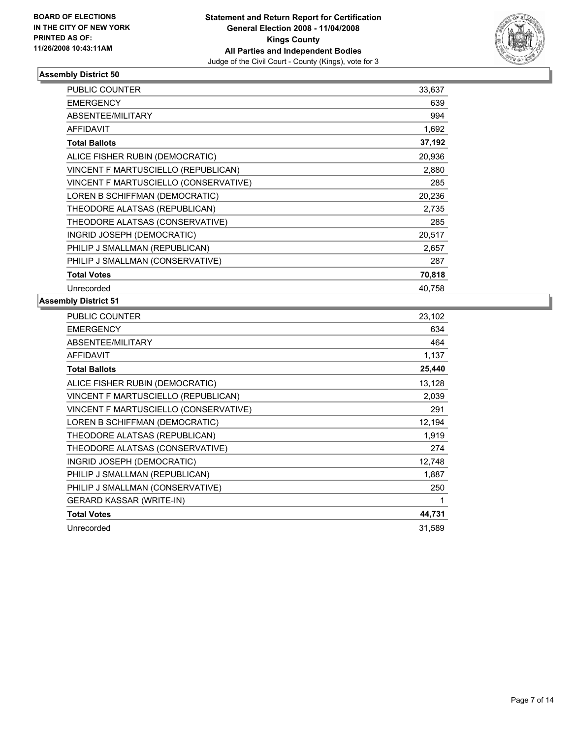**BOARD OF ELECTIONS IN THE CITY OF NEW YORK PRINTED AS OF: 11/26/2008 10:43:11AM**

**Statement and Return Report for Certification General Election 2008 - 11/04/2008 Kings County All Parties and Independent Bodies**

Judge of the Civil Court - County (Kings), vote for 3

### Assembly District 50

| | |
|---|---|
| PUBLIC COUNTER | 33,637 |
| EMERGENCY | 639 |
| ABSENTEE/MILITARY | 994 |
| AFFIDAVIT | 1,692 |
| **Total Ballots** | **37,192** |
| ALICE FISHER RUBIN (DEMOCRATIC) | 20,936 |
| VINCENT F MARTUSCIELLO (REPUBLICAN) | 2,880 |
| VINCENT F MARTUSCIELLO (CONSERVATIVE) | 285 |
| LOREN B SCHIFFMAN (DEMOCRATIC) | 20,236 |
| THEODORE ALATSAS (REPUBLICAN) | 2,735 |
| THEODORE ALATSAS (CONSERVATIVE) | 285 |
| INGRID JOSEPH (DEMOCRATIC) | 20,517 |
| PHILIP J SMALLMAN (REPUBLICAN) | 2,657 |
| PHILIP J SMALLMAN (CONSERVATIVE) | 287 |
| **Total Votes** | **70,818** |
| Unrecorded | 40,758 |

### Assembly District 51

| | |
|---|---|
| PUBLIC COUNTER | 23,102 |
| EMERGENCY | 634 |
| ABSENTEE/MILITARY | 464 |
| AFFIDAVIT | 1,137 |
| **Total Ballots** | **25,440** |
| ALICE FISHER RUBIN (DEMOCRATIC) | 13,128 |
| VINCENT F MARTUSCIELLO (REPUBLICAN) | 2,039 |
| VINCENT F MARTUSCIELLO (CONSERVATIVE) | 291 |
| LOREN B SCHIFFMAN (DEMOCRATIC) | 12,194 |
| THEODORE ALATSAS (REPUBLICAN) | 1,919 |
| THEODORE ALATSAS (CONSERVATIVE) | 274 |
| INGRID JOSEPH (DEMOCRATIC) | 12,748 |
| PHILIP J SMALLMAN (REPUBLICAN) | 1,887 |
| PHILIP J SMALLMAN (CONSERVATIVE) | 250 |
| GERARD KASSAR (WRITE-IN) | 1 |
| **Total Votes** | **44,731** |
| Unrecorded | 31,589 |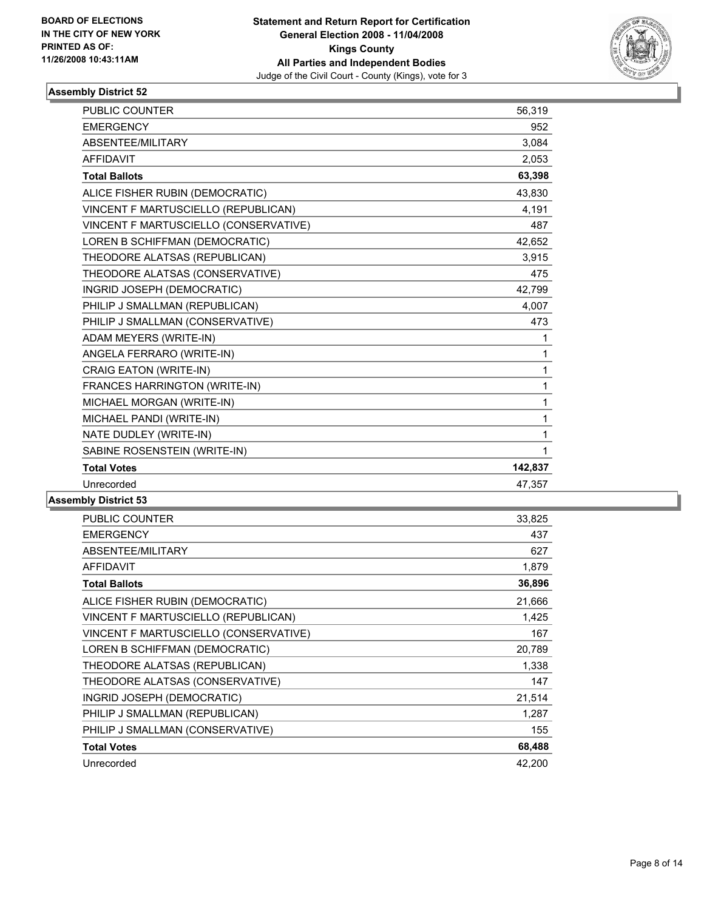**BOARD OF ELECTIONS IN THE CITY OF NEW YORK PRINTED AS OF: 11/26/2008 10:43:11AM**

**Statement and Return Report for Certification General Election 2008 - 11/04/2008 Kings County All Parties and Independent Bodies**

Judge of the Civil Court - County (Kings), vote for 3

### Assembly District 52

| | |
|---|---|
| PUBLIC COUNTER | 56,319 |
| EMERGENCY | 952 |
| ABSENTEE/MILITARY | 3,084 |
| AFFIDAVIT | 2,053 |
| **Total Ballots** | **63,398** |
| ALICE FISHER RUBIN (DEMOCRATIC) | 43,830 |
| VINCENT F MARTUSCIELLO (REPUBLICAN) | 4,191 |
| VINCENT F MARTUSCIELLO (CONSERVATIVE) | 487 |
| LOREN B SCHIFFMAN (DEMOCRATIC) | 42,652 |
| THEODORE ALATSAS (REPUBLICAN) | 3,915 |
| THEODORE ALATSAS (CONSERVATIVE) | 475 |
| INGRID JOSEPH (DEMOCRATIC) | 42,799 |
| PHILIP J SMALLMAN (REPUBLICAN) | 4,007 |
| PHILIP J SMALLMAN (CONSERVATIVE) | 473 |
| ADAM MEYERS (WRITE-IN) | 1 |
| ANGELA FERRARO (WRITE-IN) | 1 |
| CRAIG EATON (WRITE-IN) | 1 |
| FRANCES HARRINGTON (WRITE-IN) | 1 |
| MICHAEL MORGAN (WRITE-IN) | 1 |
| MICHAEL PANDI (WRITE-IN) | 1 |
| NATE DUDLEY (WRITE-IN) | 1 |
| SABINE ROSENSTEIN (WRITE-IN) | 1 |
| **Total Votes** | **142,837** |
| Unrecorded | 47,357 |

### Assembly District 53

| | |
|---|---|
| PUBLIC COUNTER | 33,825 |
| EMERGENCY | 437 |
| ABSENTEE/MILITARY | 627 |
| AFFIDAVIT | 1,879 |
| **Total Ballots** | **36,896** |
| ALICE FISHER RUBIN (DEMOCRATIC) | 21,666 |
| VINCENT F MARTUSCIELLO (REPUBLICAN) | 1,425 |
| VINCENT F MARTUSCIELLO (CONSERVATIVE) | 167 |
| LOREN B SCHIFFMAN (DEMOCRATIC) | 20,789 |
| THEODORE ALATSAS (REPUBLICAN) | 1,338 |
| THEODORE ALATSAS (CONSERVATIVE) | 147 |
| INGRID JOSEPH (DEMOCRATIC) | 21,514 |
| PHILIP J SMALLMAN (REPUBLICAN) | 1,287 |
| PHILIP J SMALLMAN (CONSERVATIVE) | 155 |
| **Total Votes** | **68,488** |
| Unrecorded | 42,200 |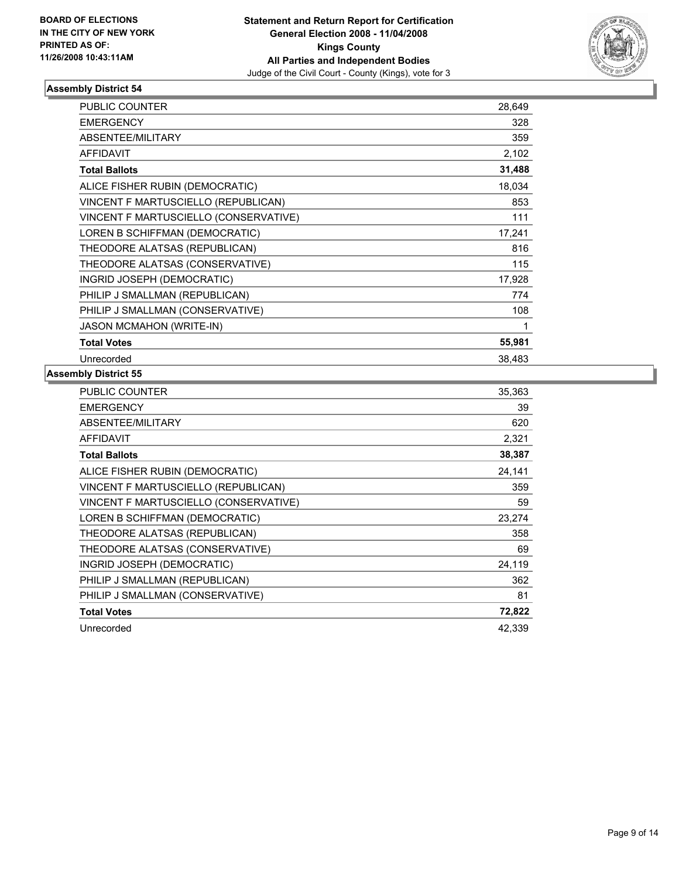**BOARD OF ELECTIONS IN THE CITY OF NEW YORK PRINTED AS OF: 11/26/2008 10:43:11AM**

**Statement and Return Report for Certification General Election 2008 - 11/04/2008 Kings County All Parties and Independent Bodies**
Judge of the Civil Court - County (Kings), vote for 3

## Assembly District 54

| | |
|---|---|
| PUBLIC COUNTER | 28,649 |
| EMERGENCY | 328 |
| ABSENTEE/MILITARY | 359 |
| AFFIDAVIT | 2,102 |
| **Total Ballots** | **31,488** |
| ALICE FISHER RUBIN (DEMOCRATIC) | 18,034 |
| VINCENT F MARTUSCIELLO (REPUBLICAN) | 853 |
| VINCENT F MARTUSCIELLO (CONSERVATIVE) | 111 |
| LOREN B SCHIFFMAN (DEMOCRATIC) | 17,241 |
| THEODORE ALATSAS (REPUBLICAN) | 816 |
| THEODORE ALATSAS (CONSERVATIVE) | 115 |
| INGRID JOSEPH (DEMOCRATIC) | 17,928 |
| PHILIP J SMALLMAN (REPUBLICAN) | 774 |
| PHILIP J SMALLMAN (CONSERVATIVE) | 108 |
| JASON MCMAHON (WRITE-IN) | 1 |
| **Total Votes** | **55,981** |
| Unrecorded | 38,483 |

## Assembly District 55

| | |
|---|---|
| PUBLIC COUNTER | 35,363 |
| EMERGENCY | 39 |
| ABSENTEE/MILITARY | 620 |
| AFFIDAVIT | 2,321 |
| **Total Ballots** | **38,387** |
| ALICE FISHER RUBIN (DEMOCRATIC) | 24,141 |
| VINCENT F MARTUSCIELLO (REPUBLICAN) | 359 |
| VINCENT F MARTUSCIELLO (CONSERVATIVE) | 59 |
| LOREN B SCHIFFMAN (DEMOCRATIC) | 23,274 |
| THEODORE ALATSAS (REPUBLICAN) | 358 |
| THEODORE ALATSAS (CONSERVATIVE) | 69 |
| INGRID JOSEPH (DEMOCRATIC) | 24,119 |
| PHILIP J SMALLMAN (REPUBLICAN) | 362 |
| PHILIP J SMALLMAN (CONSERVATIVE) | 81 |
| **Total Votes** | **72,822** |
| Unrecorded | 42,339 |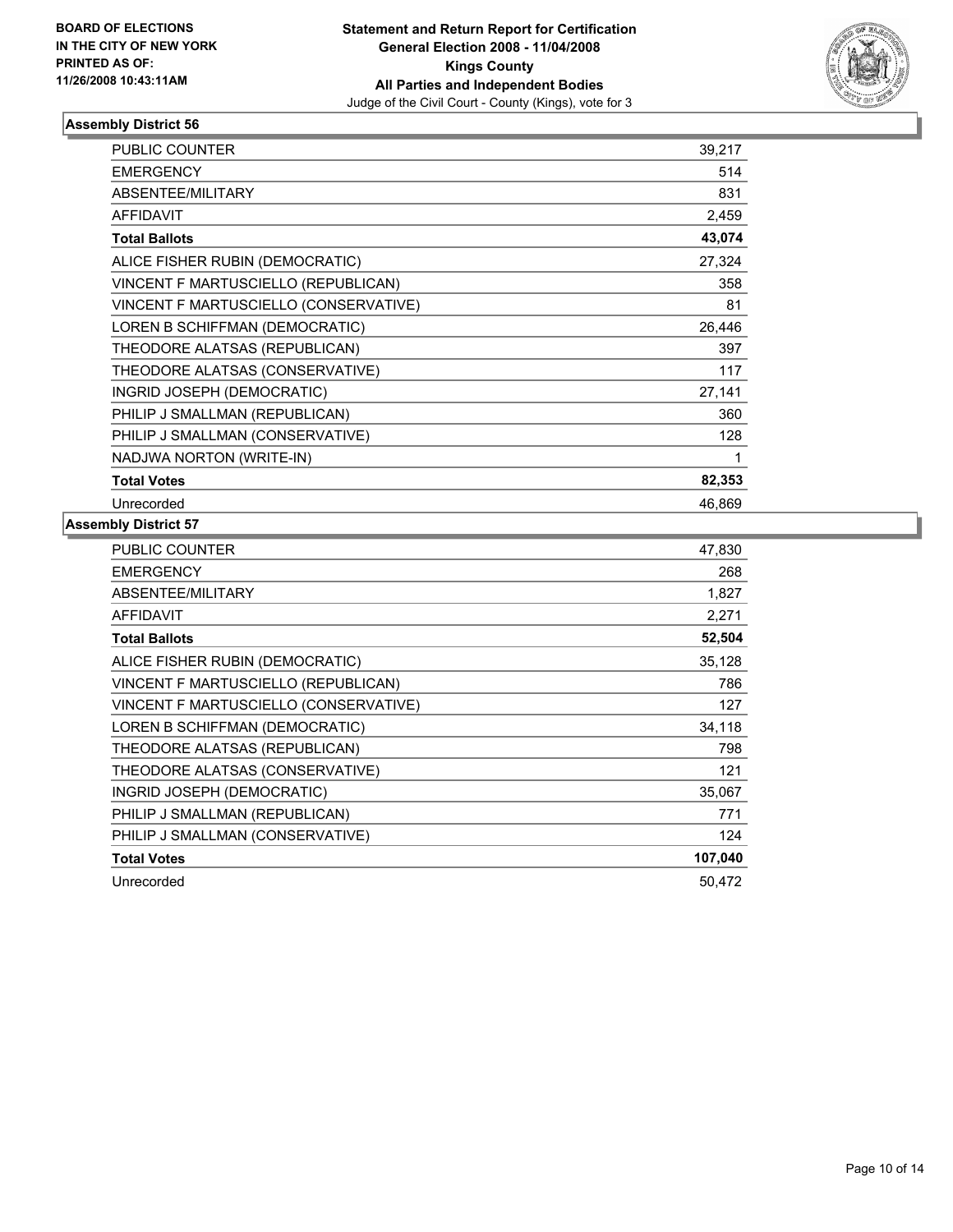**BOARD OF ELECTIONS IN THE CITY OF NEW YORK PRINTED AS OF: 11/26/2008 10:43:11AM**

**Statement and Return Report for Certification General Election 2008 - 11/04/2008 Kings County All Parties and Independent Bodies**
Judge of the Civil Court - County (Kings), vote for 3

### Assembly District 56

| | |
|---|---|
| PUBLIC COUNTER | 39,217 |
| EMERGENCY | 514 |
| ABSENTEE/MILITARY | 831 |
| AFFIDAVIT | 2,459 |
| **Total Ballots** | **43,074** |
| ALICE FISHER RUBIN (DEMOCRATIC) | 27,324 |
| VINCENT F MARTUSCIELLO (REPUBLICAN) | 358 |
| VINCENT F MARTUSCIELLO (CONSERVATIVE) | 81 |
| LOREN B SCHIFFMAN (DEMOCRATIC) | 26,446 |
| THEODORE ALATSAS (REPUBLICAN) | 397 |
| THEODORE ALATSAS (CONSERVATIVE) | 117 |
| INGRID JOSEPH (DEMOCRATIC) | 27,141 |
| PHILIP J SMALLMAN (REPUBLICAN) | 360 |
| PHILIP J SMALLMAN (CONSERVATIVE) | 128 |
| NADJWA NORTON (WRITE-IN) | 1 |
| **Total Votes** | **82,353** |
| Unrecorded | 46,869 |

### Assembly District 57

| | |
|---|---|
| PUBLIC COUNTER | 47,830 |
| EMERGENCY | 268 |
| ABSENTEE/MILITARY | 1,827 |
| AFFIDAVIT | 2,271 |
| **Total Ballots** | **52,504** |
| ALICE FISHER RUBIN (DEMOCRATIC) | 35,128 |
| VINCENT F MARTUSCIELLO (REPUBLICAN) | 786 |
| VINCENT F MARTUSCIELLO (CONSERVATIVE) | 127 |
| LOREN B SCHIFFMAN (DEMOCRATIC) | 34,118 |
| THEODORE ALATSAS (REPUBLICAN) | 798 |
| THEODORE ALATSAS (CONSERVATIVE) | 121 |
| INGRID JOSEPH (DEMOCRATIC) | 35,067 |
| PHILIP J SMALLMAN (REPUBLICAN) | 771 |
| PHILIP J SMALLMAN (CONSERVATIVE) | 124 |
| **Total Votes** | **107,040** |
| Unrecorded | 50,472 |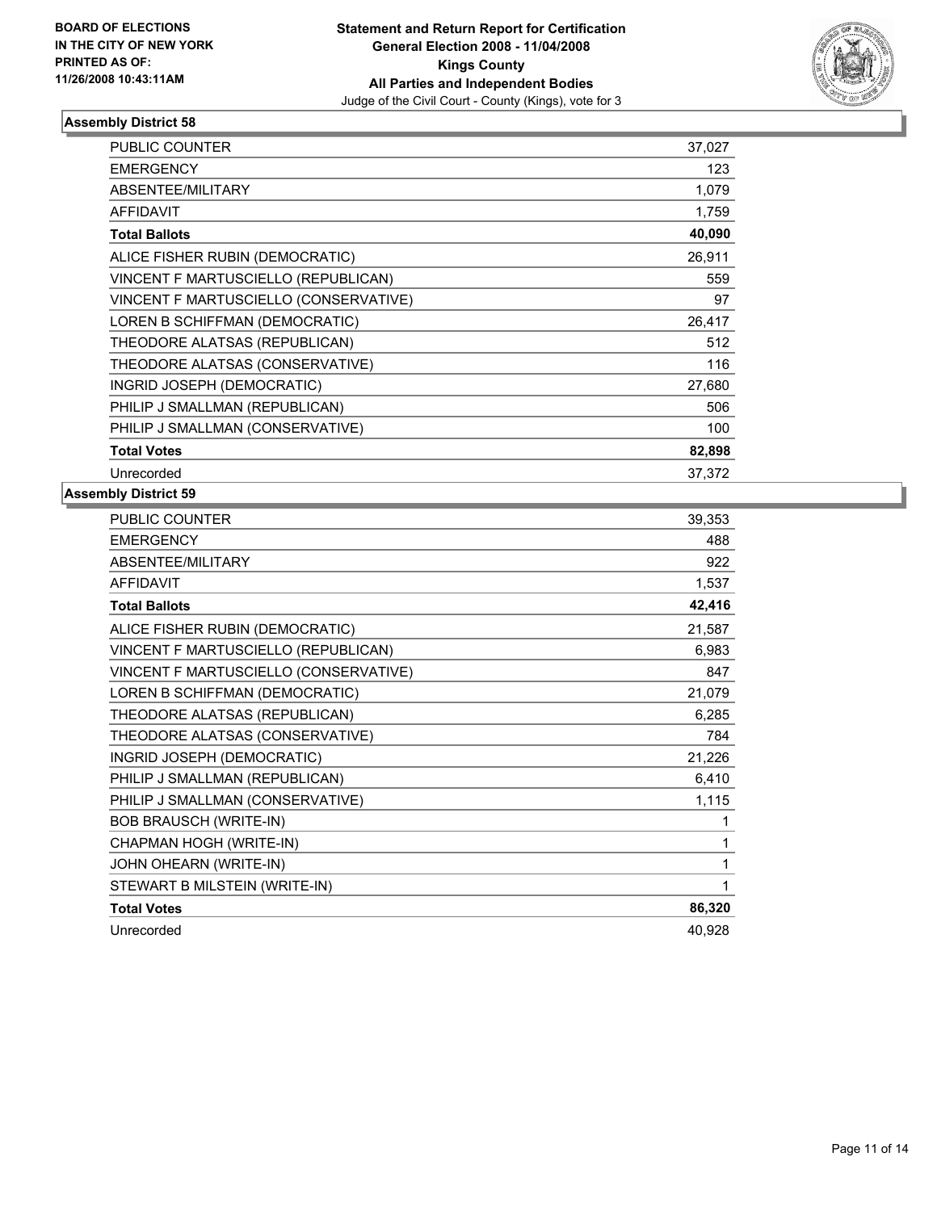BOARD OF ELECTIONS
IN THE CITY OF NEW YORK
PRINTED AS OF:
11/26/2008 10:43:11AM

**Statement and Return Report for Certification**
**General Election 2008 - 11/04/2008**
**Kings County**
**All Parties and Independent Bodies**
Judge of the Civil Court - County (Kings), vote for 3

### Assembly District 58

| | |
|---|---|
| PUBLIC COUNTER | 37,027 |
| EMERGENCY | 123 |
| ABSENTEE/MILITARY | 1,079 |
| AFFIDAVIT | 1,759 |
| **Total Ballots** | **40,090** |
| ALICE FISHER RUBIN (DEMOCRATIC) | 26,911 |
| VINCENT F MARTUSCIELLO (REPUBLICAN) | 559 |
| VINCENT F MARTUSCIELLO (CONSERVATIVE) | 97 |
| LOREN B SCHIFFMAN (DEMOCRATIC) | 26,417 |
| THEODORE ALATSAS (REPUBLICAN) | 512 |
| THEODORE ALATSAS (CONSERVATIVE) | 116 |
| INGRID JOSEPH (DEMOCRATIC) | 27,680 |
| PHILIP J SMALLMAN (REPUBLICAN) | 506 |
| PHILIP J SMALLMAN (CONSERVATIVE) | 100 |
| **Total Votes** | **82,898** |
| Unrecorded | 37,372 |

### Assembly District 59

| | |
|---|---|
| PUBLIC COUNTER | 39,353 |
| EMERGENCY | 488 |
| ABSENTEE/MILITARY | 922 |
| AFFIDAVIT | 1,537 |
| **Total Ballots** | **42,416** |
| ALICE FISHER RUBIN (DEMOCRATIC) | 21,587 |
| VINCENT F MARTUSCIELLO (REPUBLICAN) | 6,983 |
| VINCENT F MARTUSCIELLO (CONSERVATIVE) | 847 |
| LOREN B SCHIFFMAN (DEMOCRATIC) | 21,079 |
| THEODORE ALATSAS (REPUBLICAN) | 6,285 |
| THEODORE ALATSAS (CONSERVATIVE) | 784 |
| INGRID JOSEPH (DEMOCRATIC) | 21,226 |
| PHILIP J SMALLMAN (REPUBLICAN) | 6,410 |
| PHILIP J SMALLMAN (CONSERVATIVE) | 1,115 |
| BOB BRAUSCH (WRITE-IN) | 1 |
| CHAPMAN HOGH (WRITE-IN) | 1 |
| JOHN OHEARN (WRITE-IN) | 1 |
| STEWART B MILSTEIN (WRITE-IN) | 1 |
| **Total Votes** | **86,320** |
| Unrecorded | 40,928 |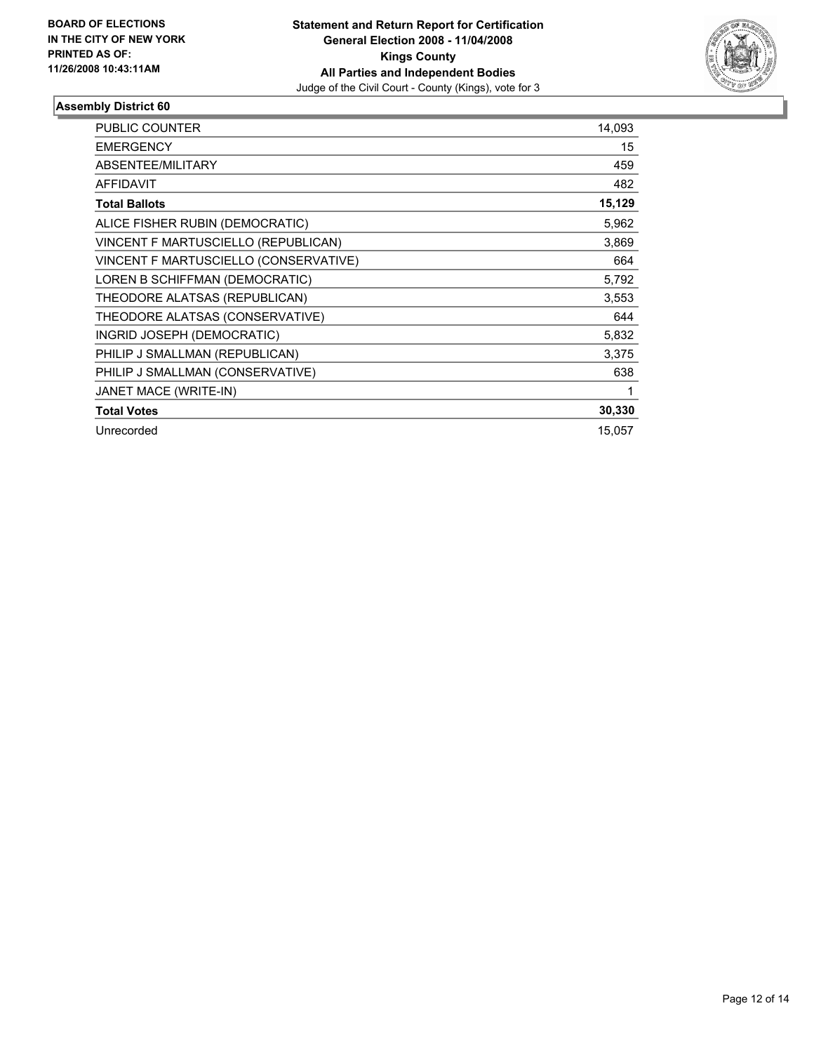**BOARD OF ELECTIONS IN THE CITY OF NEW YORK PRINTED AS OF: 11/26/2008 10:43:11AM**

# Statement and Return Report for Certification
## General Election 2008 - 11/04/2008
## Kings County
## All Parties and Independent Bodies

Judge of the Civil Court - County (Kings), vote for 3

### Assembly District 60

| | |
|---|---|
| PUBLIC COUNTER | 14,093 |
| EMERGENCY | 15 |
| ABSENTEE/MILITARY | 459 |
| AFFIDAVIT | 482 |
| **Total Ballots** | **15,129** |
| ALICE FISHER RUBIN (DEMOCRATIC) | 5,962 |
| VINCENT F MARTUSCIELLO (REPUBLICAN) | 3,869 |
| VINCENT F MARTUSCIELLO (CONSERVATIVE) | 664 |
| LOREN B SCHIFFMAN (DEMOCRATIC) | 5,792 |
| THEODORE ALATSAS (REPUBLICAN) | 3,553 |
| THEODORE ALATSAS (CONSERVATIVE) | 644 |
| INGRID JOSEPH (DEMOCRATIC) | 5,832 |
| PHILIP J SMALLMAN (REPUBLICAN) | 3,375 |
| PHILIP J SMALLMAN (CONSERVATIVE) | 638 |
| JANET MACE (WRITE-IN) | 1 |
| **Total Votes** | **30,330** |
| Unrecorded | 15,057 |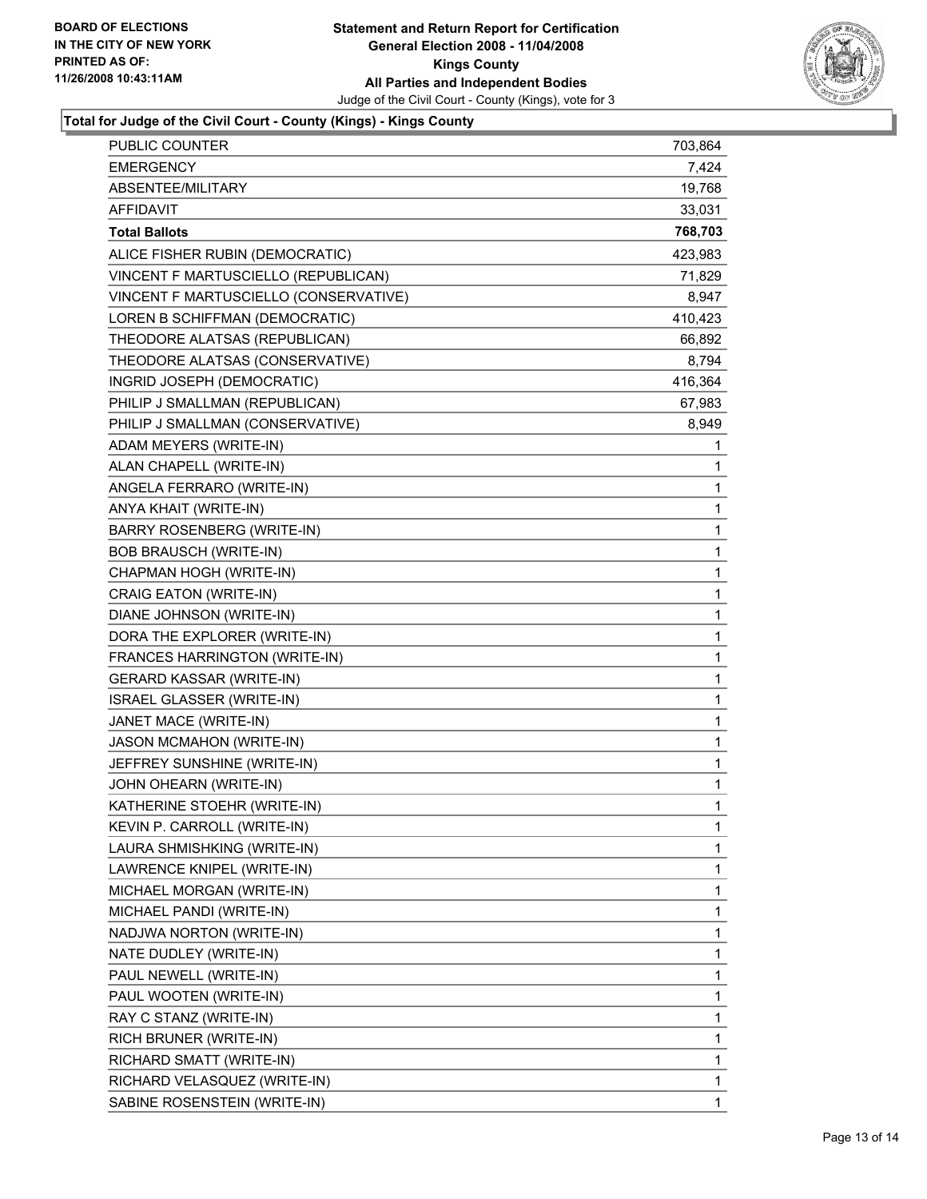**BOARD OF ELECTIONS IN THE CITY OF NEW YORK PRINTED AS OF: 11/26/2008 10:43:11AM**

**Statement and Return Report for Certification General Election 2008 - 11/04/2008 Kings County All Parties and Independent Bodies**

Judge of the Civil Court - County (Kings), vote for 3

### Total for Judge of the Civil Court - County (Kings) - Kings County

| | |
|---|---|
| PUBLIC COUNTER | 703,864 |
| EMERGENCY | 7,424 |
| ABSENTEE/MILITARY | 19,768 |
| AFFIDAVIT | 33,031 |
| **Total Ballots** | **768,703** |
| ALICE FISHER RUBIN (DEMOCRATIC) | 423,983 |
| VINCENT F MARTUSCIELLO (REPUBLICAN) | 71,829 |
| VINCENT F MARTUSCIELLO (CONSERVATIVE) | 8,947 |
| LOREN B SCHIFFMAN (DEMOCRATIC) | 410,423 |
| THEODORE ALATSAS (REPUBLICAN) | 66,892 |
| THEODORE ALATSAS (CONSERVATIVE) | 8,794 |
| INGRID JOSEPH (DEMOCRATIC) | 416,364 |
| PHILIP J SMALLMAN (REPUBLICAN) | 67,983 |
| PHILIP J SMALLMAN (CONSERVATIVE) | 8,949 |
| ADAM MEYERS (WRITE-IN) | 1 |
| ALAN CHAPELL (WRITE-IN) | 1 |
| ANGELA FERRARO (WRITE-IN) | 1 |
| ANYA KHAIT (WRITE-IN) | 1 |
| BARRY ROSENBERG (WRITE-IN) | 1 |
| BOB BRAUSCH (WRITE-IN) | 1 |
| CHAPMAN HOGH (WRITE-IN) | 1 |
| CRAIG EATON (WRITE-IN) | 1 |
| DIANE JOHNSON (WRITE-IN) | 1 |
| DORA THE EXPLORER (WRITE-IN) | 1 |
| FRANCES HARRINGTON (WRITE-IN) | 1 |
| GERARD KASSAR (WRITE-IN) | 1 |
| ISRAEL GLASSER (WRITE-IN) | 1 |
| JANET MACE (WRITE-IN) | 1 |
| JASON MCMAHON (WRITE-IN) | 1 |
| JEFFREY SUNSHINE (WRITE-IN) | 1 |
| JOHN OHEARN (WRITE-IN) | 1 |
| KATHERINE STOEHR (WRITE-IN) | 1 |
| KEVIN P. CARROLL (WRITE-IN) | 1 |
| LAURA SHMISHKING (WRITE-IN) | 1 |
| LAWRENCE KNIPEL (WRITE-IN) | 1 |
| MICHAEL MORGAN (WRITE-IN) | 1 |
| MICHAEL PANDI (WRITE-IN) | 1 |
| NADJWA NORTON (WRITE-IN) | 1 |
| NATE DUDLEY (WRITE-IN) | 1 |
| PAUL NEWELL (WRITE-IN) | 1 |
| PAUL WOOTEN (WRITE-IN) | 1 |
| RAY C STANZ (WRITE-IN) | 1 |
| RICH BRUNER (WRITE-IN) | 1 |
| RICHARD SMATT (WRITE-IN) | 1 |
| RICHARD VELASQUEZ (WRITE-IN) | 1 |
| SABINE ROSENSTEIN (WRITE-IN) | 1 |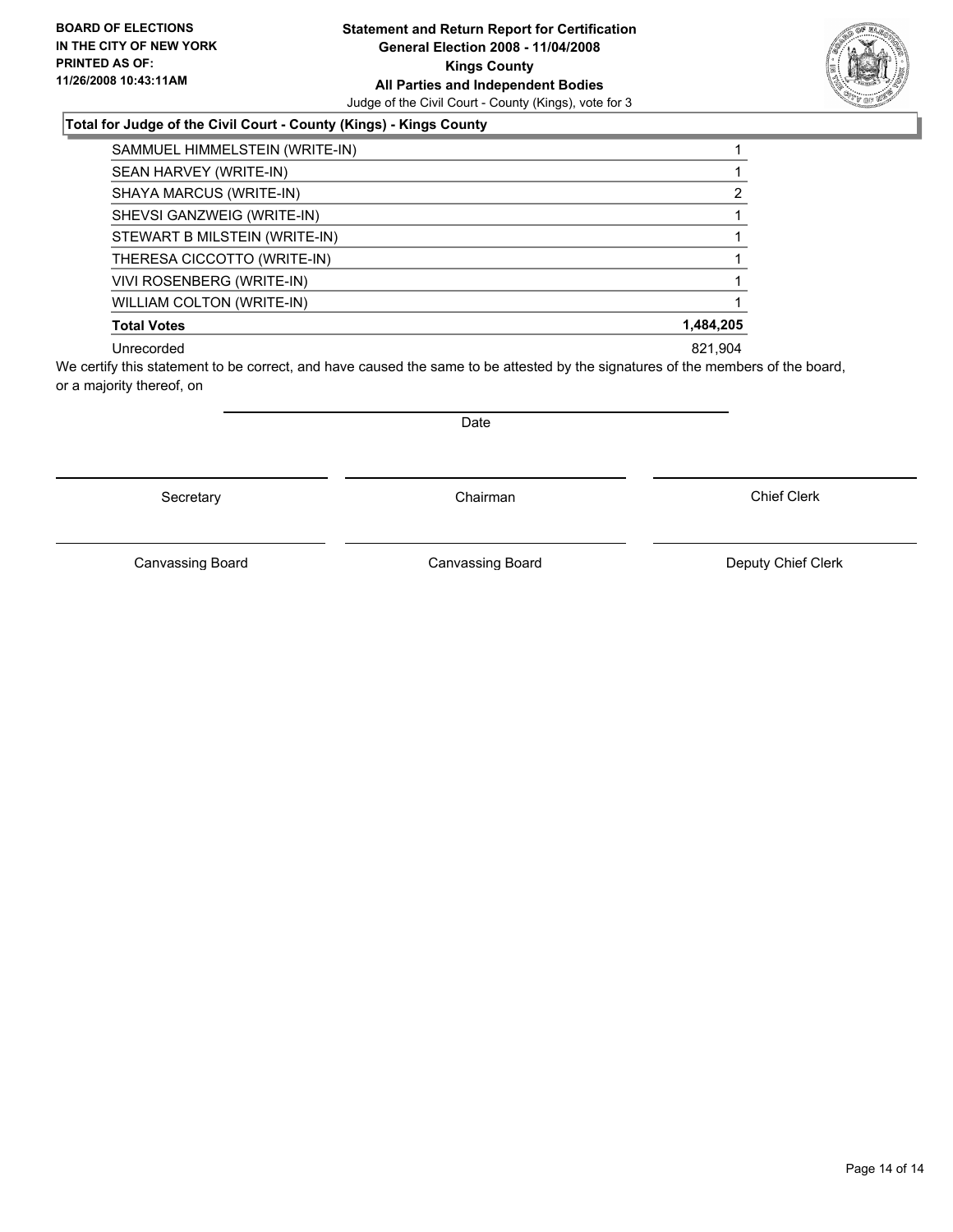**BOARD OF ELECTIONS IN THE CITY OF NEW YORK PRINTED AS OF: 11/26/2008 10:43:11AM**

**Statement and Return Report for Certification General Election 2008 - 11/04/2008 Kings County All Parties and Independent Bodies**

Judge of the Civil Court - County (Kings), vote for 3

### Total for Judge of the Civil Court - County (Kings) - Kings County

| | |
|---|---|
| SAMMUEL HIMMELSTEIN (WRITE-IN) | 1 |
| SEAN HARVEY (WRITE-IN) | 1 |
| SHAYA MARCUS (WRITE-IN) | 2 |
| SHEVSI GANZWEIG (WRITE-IN) | 1 |
| STEWART B MILSTEIN (WRITE-IN) | 1 |
| THERESA CICCOTTO (WRITE-IN) | 1 |
| VIVI ROSENBERG (WRITE-IN) | 1 |
| WILLIAM COLTON (WRITE-IN) | 1 |
| **Total Votes** | **1,484,205** |
| Unrecorded | 821,904 |

We certify this statement to be correct, and have caused the same to be attested by the signatures of the members of the board, or a majority thereof, on

Date

Secretary

Chairman

Chief Clerk

Canvassing Board

Canvassing Board

Deputy Chief Clerk